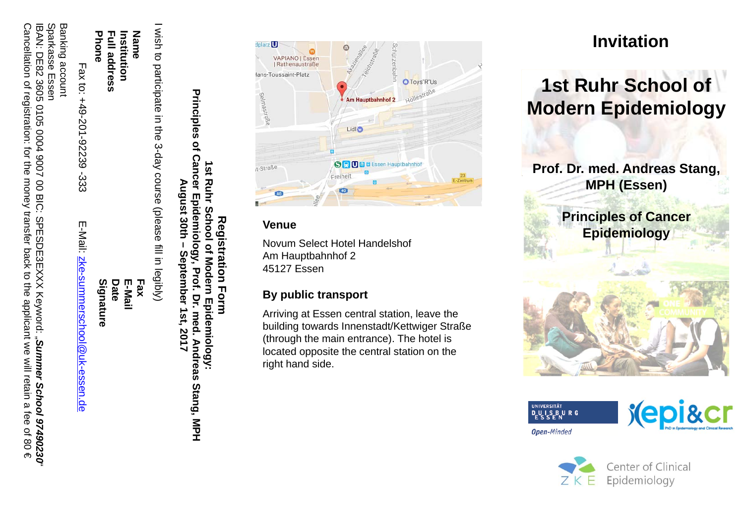## Registration Form

**1st Ruhr School of Modern Epidemiology:**
**Principles of Cancer Epidemiology, Prof. Dr. med. Andreas Stang, MPH**
**August 30th – September 1st, 2017**

I wish to participate in the 3-day course (please fill in legibly)

**Name**
**Institution**
**Full address**
**Phone**

**Fax**
**E-Mail**
**Date**
**Signature**

Fax to: +49-201-92239 -333    E-Mail: zke-summerschool@uk-essen.de

Banking account
Sparkasse Essen
IBAN: DE82 3605 0105 0004 9007 00 BIC: SPESDE3EXXX Keyword: „***Summer School 9749023​0***"
Cancellation of registration: for the money transfer back to the applicant we will retain a fee of 80 €

### Venue

Novum Select Hotel Handelshof
Am Hauptbahnhof 2
45127 Essen

### By public transport

Arriving at Essen central station, leave the building towards Innenstadt/Kettwiger Straße (through the main entrance). The hotel is located opposite the central station on the right hand side.

# Invitation

# 1st Ruhr School of Modern Epidemiology

**Prof. Dr. med. Andreas Stang, MPH (Essen)**

**Principles of Cancer Epidemiology**

Universität Duisburg Essen – Open-Minded

epi&cr – PhD in Epidemiology and Clinical Research

ZKE – Center of Clinical Epidemiology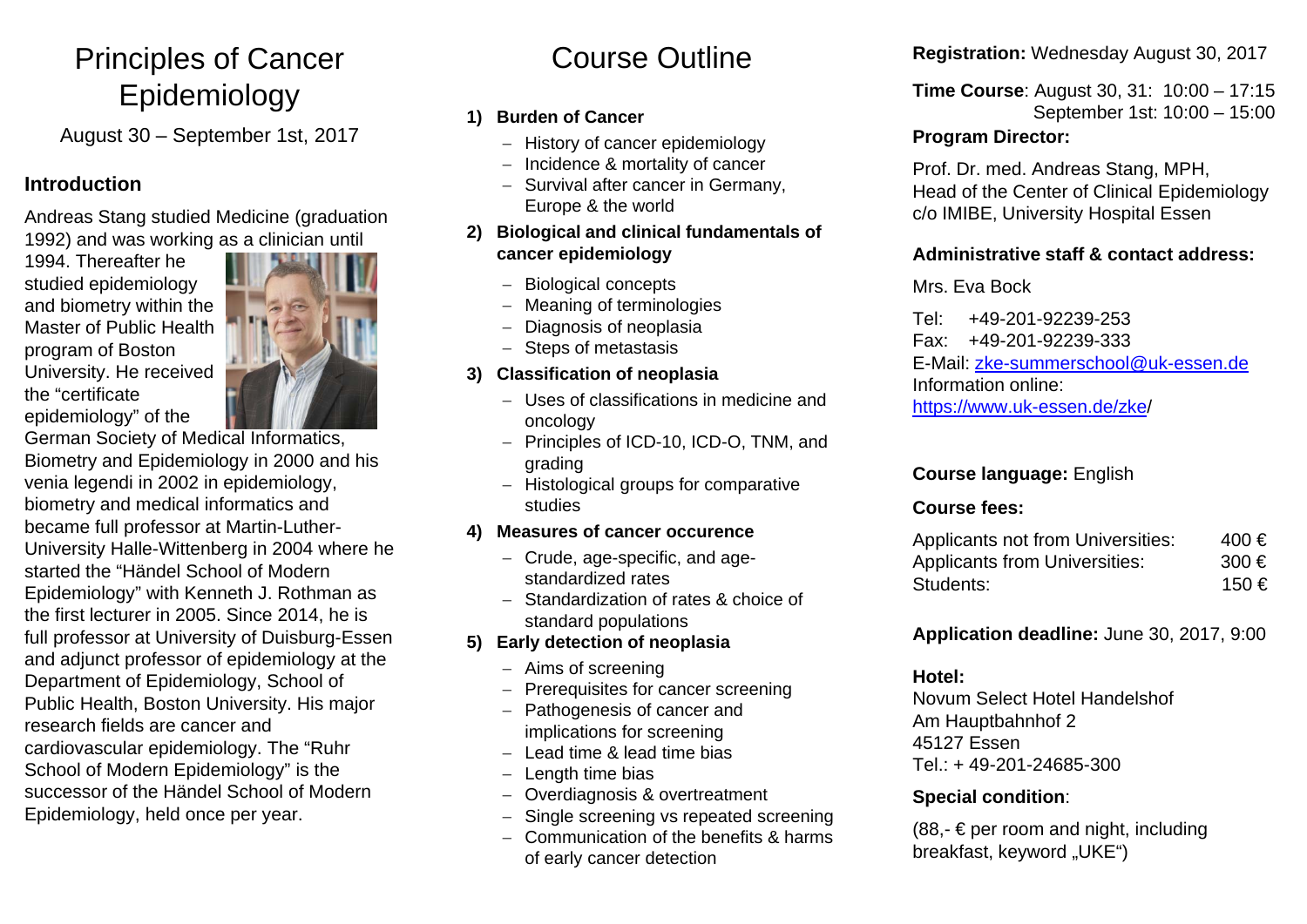# Principles of Cancer Epidemiology

August 30 – September 1st, 2017

## Introduction

Andreas Stang studied Medicine (graduation 1992) and was working as a clinician until 1994. Thereafter he studied epidemiology and biometry within the Master of Public Health program of Boston University. He received the "certificate epidemiology" of the German Society of Medical Informatics, Biometry and Epidemiology in 2000 and his venia legendi in 2002 in epidemiology, biometry and medical informatics and became full professor at Martin-Luther-University Halle-Wittenberg in 2004 where he started the "Händel School of Modern Epidemiology" with Kenneth J. Rothman as the first lecturer in 2005. Since 2014, he is full professor at University of Duisburg-Essen and adjunct professor of epidemiology at the Department of Epidemiology, School of Public Health, Boston University. His major research fields are cancer and cardiovascular epidemiology. The "Ruhr School of Modern Epidemiology" is the successor of the Händel School of Modern Epidemiology, held once per year.

# Course Outline

1) **Burden of Cancer**
   - History of cancer epidemiology
   - Incidence & mortality of cancer
   - Survival after cancer in Germany, Europe & the world
2) **Biological and clinical fundamentals of cancer epidemiology**
   - Biological concepts
   - Meaning of terminologies
   - Diagnosis of neoplasia
   - Steps of metastasis
3) **Classification of neoplasia**
   - Uses of classifications in medicine and oncology
   - Principles of ICD-10, ICD-O, TNM, and grading
   - Histological groups for comparative studies
4) **Measures of cancer occurence**
   - Crude, age-specific, and age-standardized rates
   - Standardization of rates & choice of standard populations
5) **Early detection of neoplasia**
   - Aims of screening
   - Prerequisites for cancer screening
   - Pathogenesis of cancer and implications for screening
   - Lead time & lead time bias
   - Length time bias
   - Overdiagnosis & overtreatment
   - Single screening vs repeated screening
   - Communication of the benefits & harms of early cancer detection

**Registration:** Wednesday August 30, 2017

**Time Course**: August 30, 31: 10:00 – 17:15
September 1st: 10:00 – 15:00

**Program Director:**

Prof. Dr. med. Andreas Stang, MPH,
Head of the Center of Clinical Epidemiology
c/o IMIBE, University Hospital Essen

**Administrative staff & contact address:**

Mrs. Eva Bock

Tel: +49-201-92239-253
Fax: +49-201-92239-333
E-Mail: zke-summerschool@uk-essen.de
Information online:
https://www.uk-essen.de/zke/

**Course language:** English

**Course fees:**

| | |
|---|---|
| Applicants not from Universities: | 400 € |
| Applicants from Universities: | 300 € |
| Students: | 150 € |

**Application deadline:** June 30, 2017, 9:00

**Hotel:**
Novum Select Hotel Handelshof
Am Hauptbahnhof 2
45127 Essen
Tel.: + 49-201-24685-300

**Special condition**:

(88,- € per room and night, including breakfast, keyword „UKE")